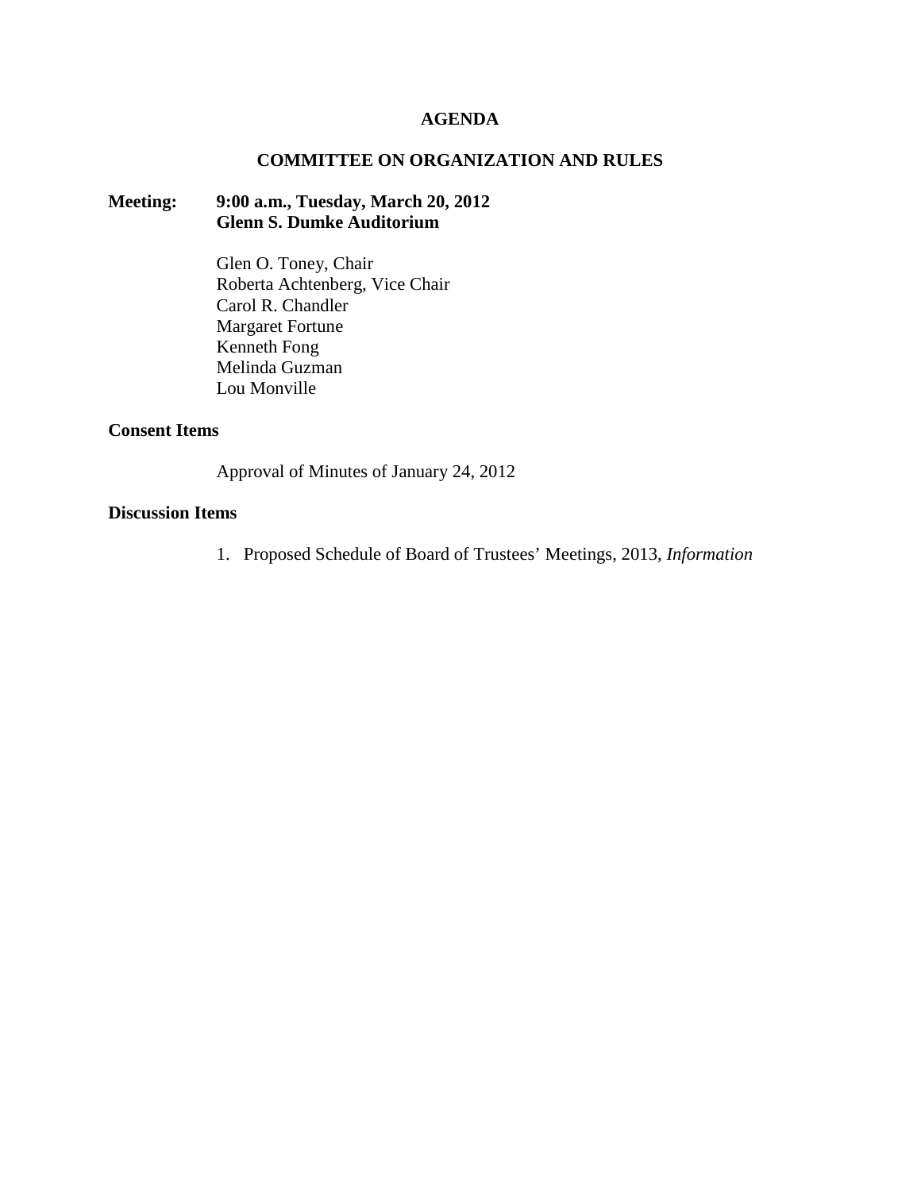# AGENDA

## COMMITTEE ON ORGANIZATION AND RULES

**Meeting: 9:00 a.m., Tuesday, March 20, 2012**
**Glenn S. Dumke Auditorium**

Glen O. Toney, Chair
Roberta Achtenberg, Vice Chair
Carol R. Chandler
Margaret Fortune
Kenneth Fong
Melinda Guzman
Lou Monville

**Consent Items**

Approval of Minutes of January 24, 2012

**Discussion Items**

1. Proposed Schedule of Board of Trustees' Meetings, 2013, *Information*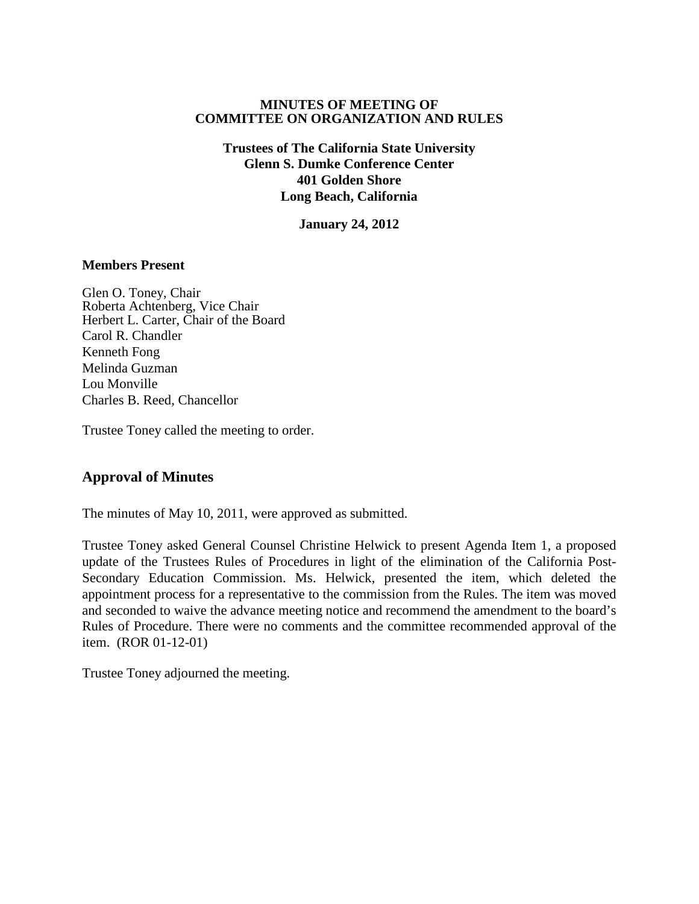**MINUTES OF MEETING OF**
**COMMITTEE ON ORGANIZATION AND RULES**

**Trustees of The California State University**
**Glenn S. Dumke Conference Center**
**401 Golden Shore**
**Long Beach, California**

**January 24, 2012**

**Members Present**

Glen O. Toney, Chair
Roberta Achtenberg, Vice Chair
Herbert L. Carter, Chair of the Board
Carol R. Chandler
Kenneth Fong
Melinda Guzman
Lou Monville
Charles B. Reed, Chancellor

Trustee Toney called the meeting to order.

## Approval of Minutes

The minutes of May 10, 2011, were approved as submitted.

Trustee Toney asked General Counsel Christine Helwick to present Agenda Item 1, a proposed update of the Trustees Rules of Procedures in light of the elimination of the California Post-Secondary Education Commission. Ms. Helwick, presented the item, which deleted the appointment process for a representative to the commission from the Rules. The item was moved and seconded to waive the advance meeting notice and recommend the amendment to the board's Rules of Procedure. There were no comments and the committee recommended approval of the item. (ROR 01-12-01)

Trustee Toney adjourned the meeting.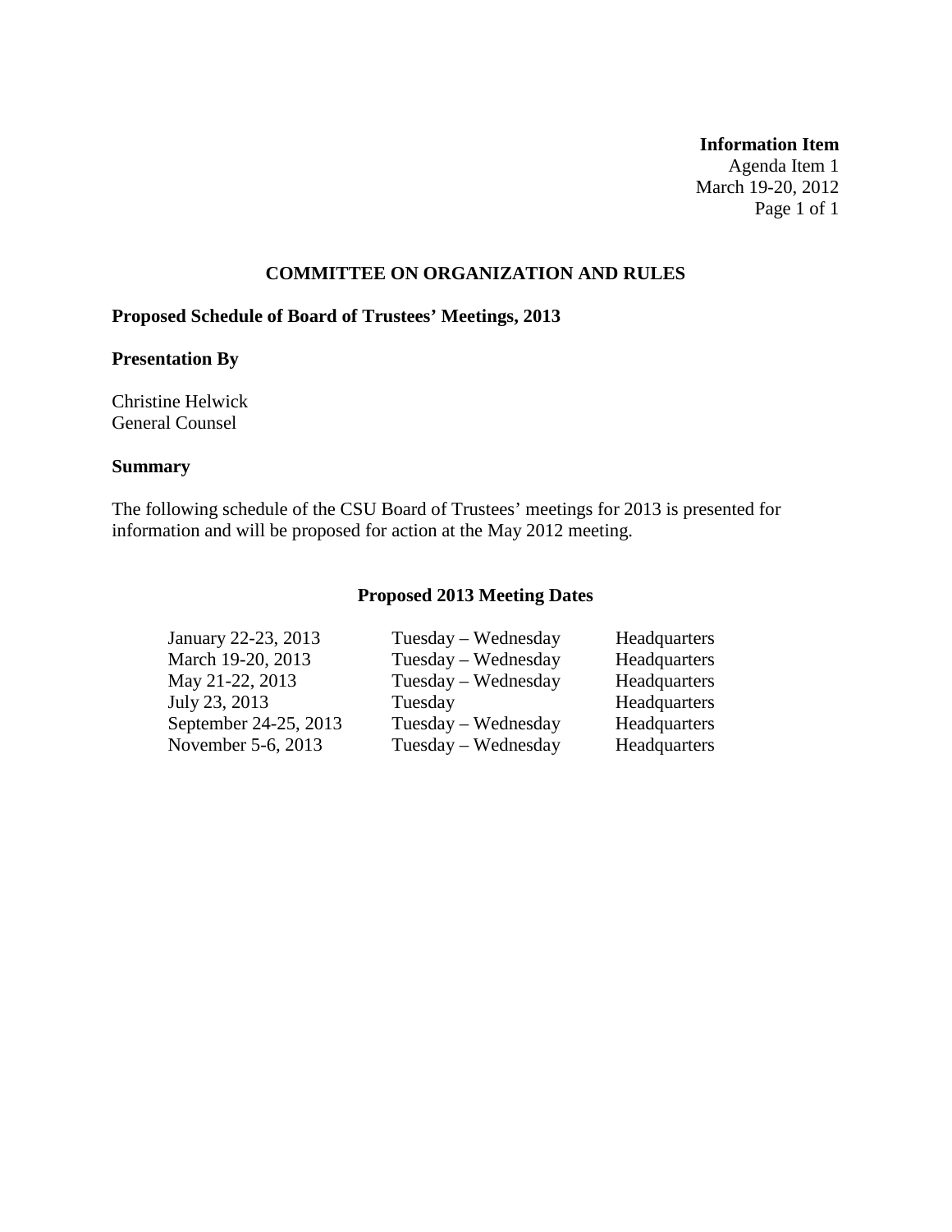**Information Item**
Agenda Item 1
March 19-20, 2012

## COMMITTEE ON ORGANIZATION AND RULES

### Proposed Schedule of Board of Trustees' Meetings, 2013

### Presentation By

Christine Helwick
General Counsel

### Summary

The following schedule of the CSU Board of Trustees' meetings for 2013 is presented for information and will be proposed for action at the May 2012 meeting.

### Proposed 2013 Meeting Dates

| | | |
|---|---|---|
| January 22-23, 2013 | Tuesday – Wednesday | Headquarters |
| March 19-20, 2013 | Tuesday – Wednesday | Headquarters |
| May 21-22, 2013 | Tuesday – Wednesday | Headquarters |
| July 23, 2013 | Tuesday | Headquarters |
| September 24-25, 2013 | Tuesday – Wednesday | Headquarters |
| November 5-6, 2013 | Tuesday – Wednesday | Headquarters |